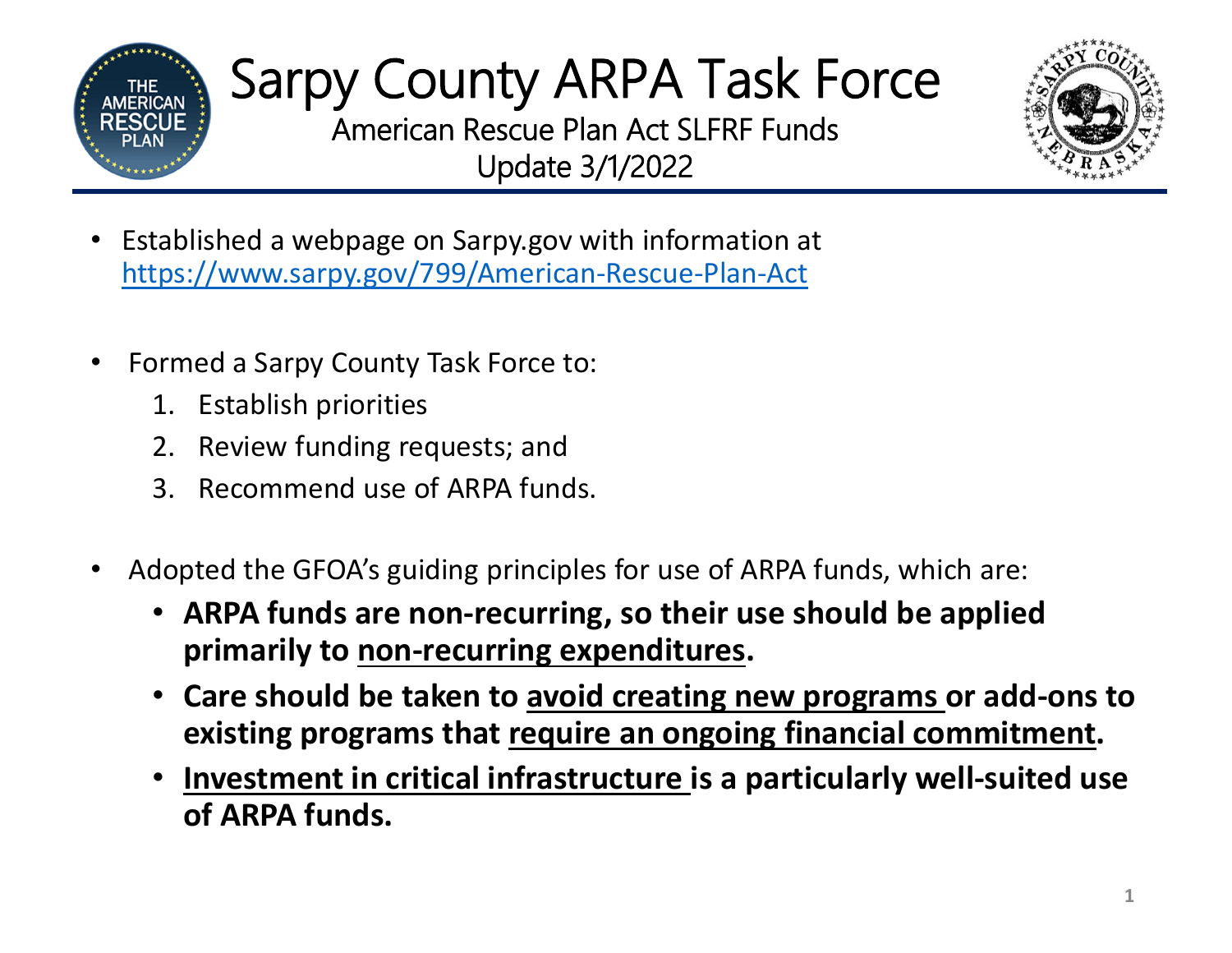# Sarpy County ARPA Task Force

American Rescue Plan Act SLFRF Funds
Update 3/1/2022

- Established a webpage on Sarpy.gov with information at https://www.sarpy.gov/799/American-Rescue-Plan-Act

- Formed a Sarpy County Task Force to:
  1. Establish priorities
  2. Review funding requests; and
  3. Recommend use of ARPA funds.

- Adopted the GFOA's guiding principles for use of ARPA funds, which are:
  - **ARPA funds are non-recurring, so their use should be applied primarily to <u>non-recurring expenditures</u>.**
  - **Care should be taken to <u>avoid creating new programs</u> or add-ons to existing programs that <u>require an ongoing financial commitment</u>.**
  - **<u>Investment in critical infrastructure</u> is a particularly well-suited use of ARPA funds.**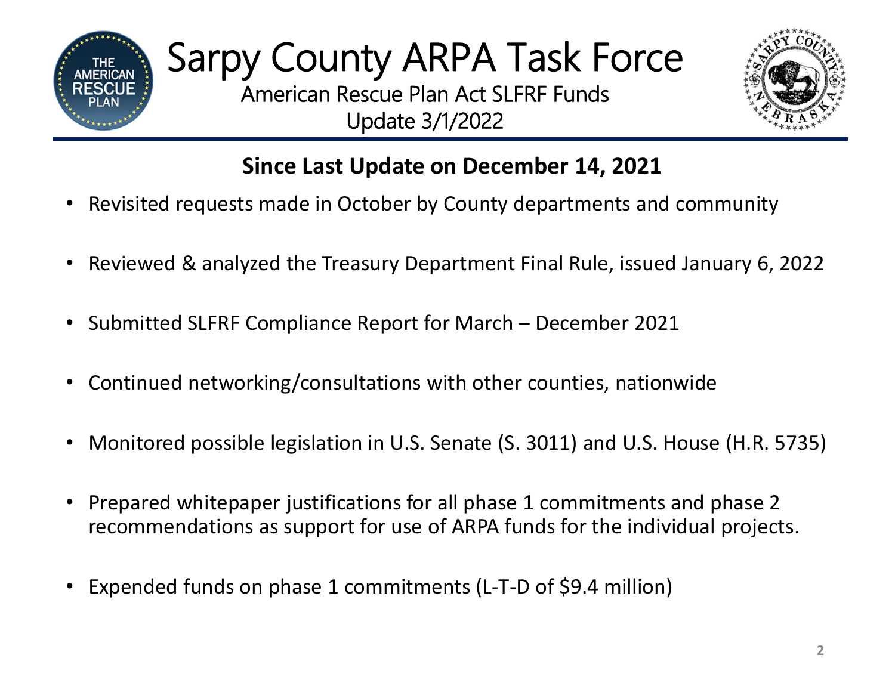# Sarpy County ARPA Task Force

American Rescue Plan Act SLFRF Funds
Update 3/1/2022

## Since Last Update on December 14, 2021

- Revisited requests made in October by County departments and community
- Reviewed & analyzed the Treasury Department Final Rule, issued January 6, 2022
- Submitted SLFRF Compliance Report for March – December 2021
- Continued networking/consultations with other counties, nationwide
- Monitored possible legislation in U.S. Senate (S. 3011) and U.S. House (H.R. 5735)
- Prepared whitepaper justifications for all phase 1 commitments and phase 2 recommendations as support for use of ARPA funds for the individual projects.
- Expended funds on phase 1 commitments (L-T-D of $9.4 million)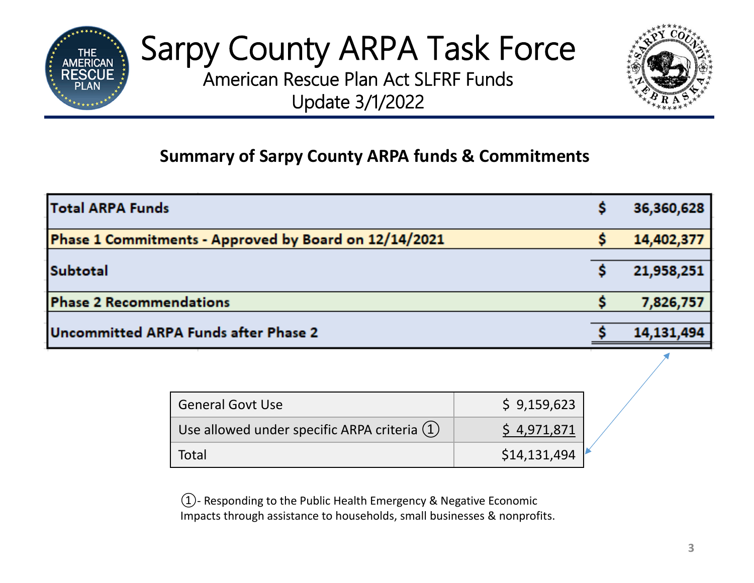# Sarpy County ARPA Task Force

American Rescue Plan Act SLFRF Funds

Update 3/1/2022

## Summary of Sarpy County ARPA funds & Commitments

| | |
|---|---|
| **Total ARPA Funds** | **$ 36,360,628** |
| **Phase 1 Commitments - Approved by Board on 12/14/2021** | **$ 14,402,377** |
| **Subtotal** | **$ 21,958,251** |
| **Phase 2 Recommendations** | **$ 7,826,757** |
| **Uncommitted ARPA Funds after Phase 2** | **$ 14,131,494** |

| | |
|---|---|
| General Govt Use | $ 9,159,623 |
| Use allowed under specific ARPA criteria ① | $ 4,971,871 |
| Total | $14,131,494 |

①- Responding to the Public Health Emergency & Negative Economic Impacts through assistance to households, small businesses & nonprofits.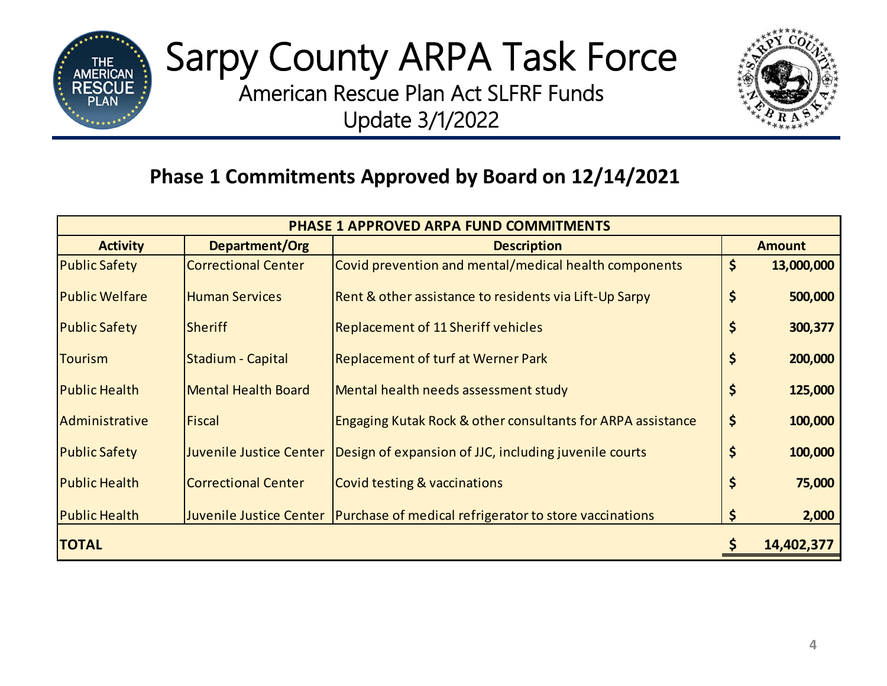# Sarpy County ARPA Task Force

American Rescue Plan Act SLFRF Funds
Update 3/1/2022

## Phase 1 Commitments Approved by Board on 12/14/2021

| PHASE 1 APPROVED ARPA FUND COMMITMENTS | | | |
|---|---|---|---|
| **Activity** | **Department/Org** | **Description** | **Amount** |
| Public Safety | Correctional Center | Covid prevention and mental/medical health components | **$ 13,000,000** |
| Public Welfare | Human Services | Rent & other assistance to residents via Lift-Up Sarpy | **$ 500,000** |
| Public Safety | Sheriff | Replacement of 11 Sheriff vehicles | **$ 300,377** |
| Tourism | Stadium - Capital | Replacement of turf at Werner Park | **$ 200,000** |
| Public Health | Mental Health Board | Mental health needs assessment study | **$ 125,000** |
| Administrative | Fiscal | Engaging Kutak Rock & other consultants for ARPA assistance | **$ 100,000** |
| Public Safety | Juvenile Justice Center | Design of expansion of JJC, including juvenile courts | **$ 100,000** |
| Public Health | Correctional Center | Covid testing & vaccinations | **$ 75,000** |
| Public Health | Juvenile Justice Center | Purchase of medical refrigerator to store vaccinations | **$ 2,000** |
| **TOTAL** | | | **$ 14,402,377** |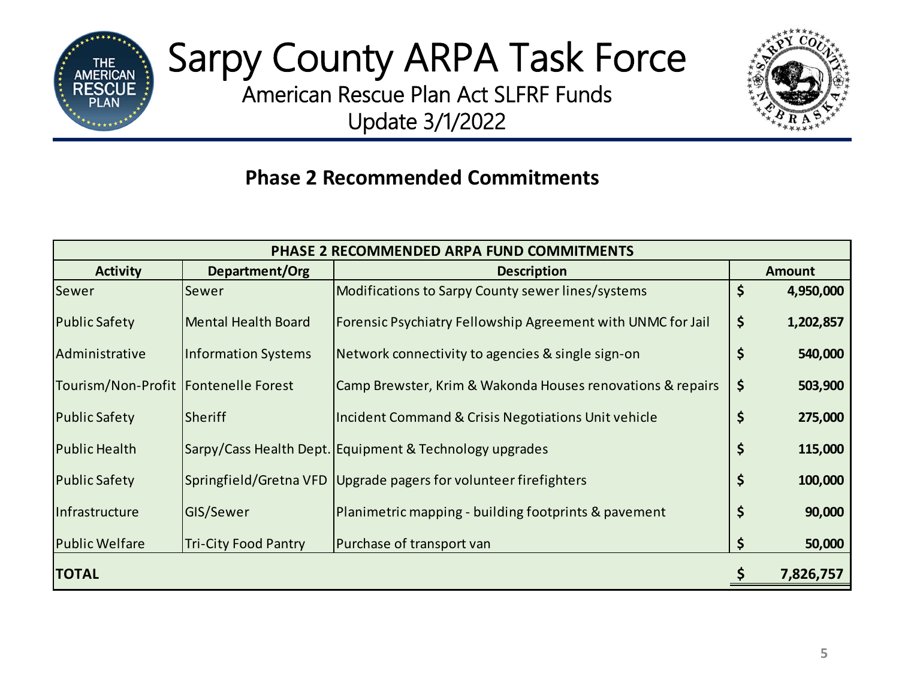# Sarpy County ARPA Task Force

American Rescue Plan Act SLFRF Funds

Update 3/1/2022

## Phase 2 Recommended Commitments

| PHASE 2 RECOMMENDED ARPA FUND COMMITMENTS | | | |
|---|---|---|---|
| **Activity** | **Department/Org** | **Description** | **Amount** |
| Sewer | Sewer | Modifications to Sarpy County sewer lines/systems | $ 4,950,000 |
| Public Safety | Mental Health Board | Forensic Psychiatry Fellowship Agreement with UNMC for Jail | $ 1,202,857 |
| Administrative | Information Systems | Network connectivity to agencies & single sign-on | $ 540,000 |
| Tourism/Non-Profit | Fontenelle Forest | Camp Brewster, Krim & Wakonda Houses renovations & repairs | $ 503,900 |
| Public Safety | Sheriff | Incident Command & Crisis Negotiations Unit vehicle | $ 275,000 |
| Public Health | Sarpy/Cass Health Dept. | Equipment & Technology upgrades | $ 115,000 |
| Public Safety | Springfield/Gretna VFD | Upgrade pagers for volunteer firefighters | $ 100,000 |
| Infrastructure | GIS/Sewer | Planimetric mapping - building footprints & pavement | $ 90,000 |
| Public Welfare | Tri-City Food Pantry | Purchase of transport van | $ 50,000 |
| **TOTAL** | | | **$ 7,826,757** |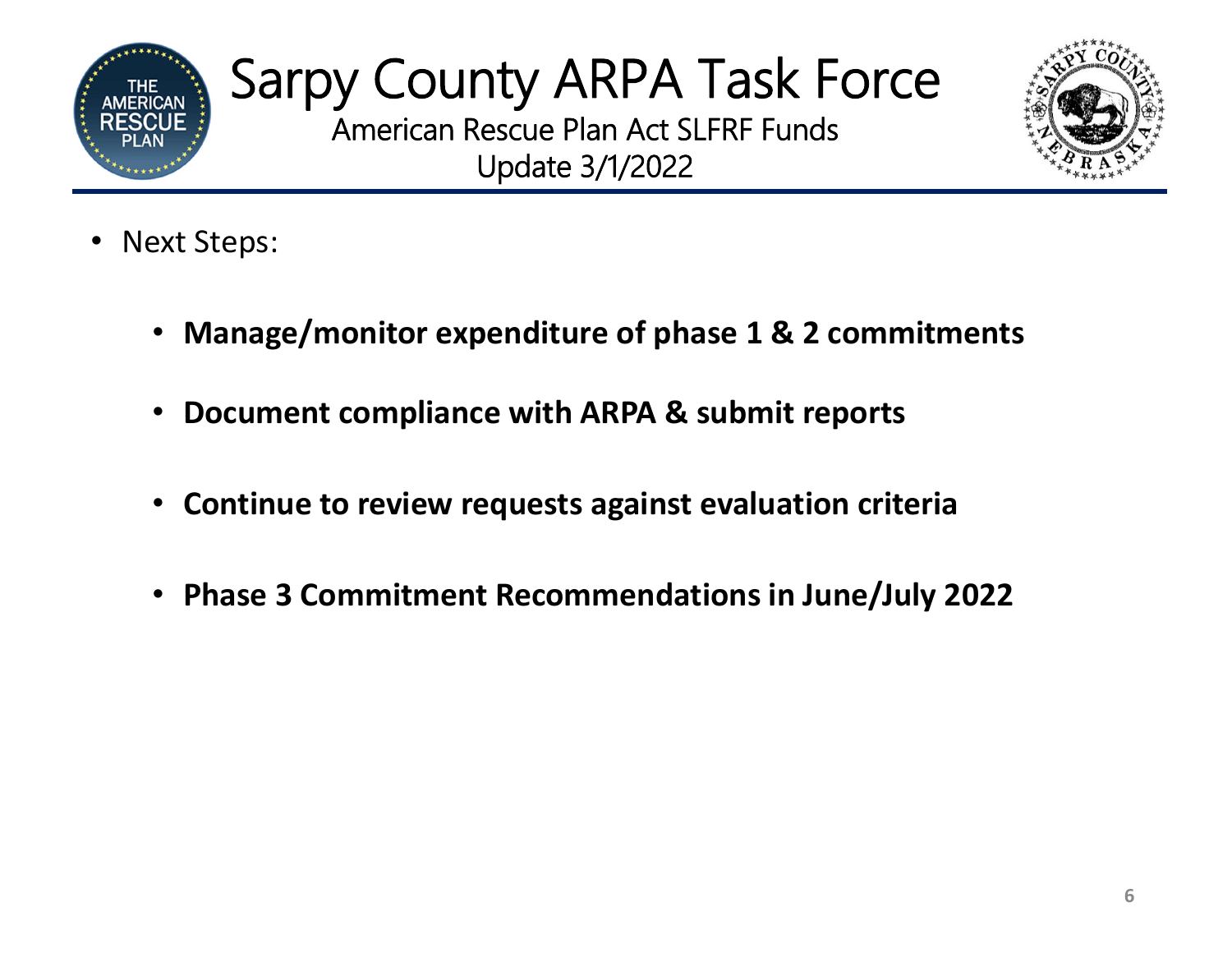# Sarpy County ARPA Task Force

American Rescue Plan Act SLFRF Funds

Update 3/1/2022

- Next Steps:
  - **Manage/monitor expenditure of phase 1 & 2 commitments**
  - **Document compliance with ARPA & submit reports**
  - **Continue to review requests against evaluation criteria**
  - **Phase 3 Commitment Recommendations in June/July 2022**